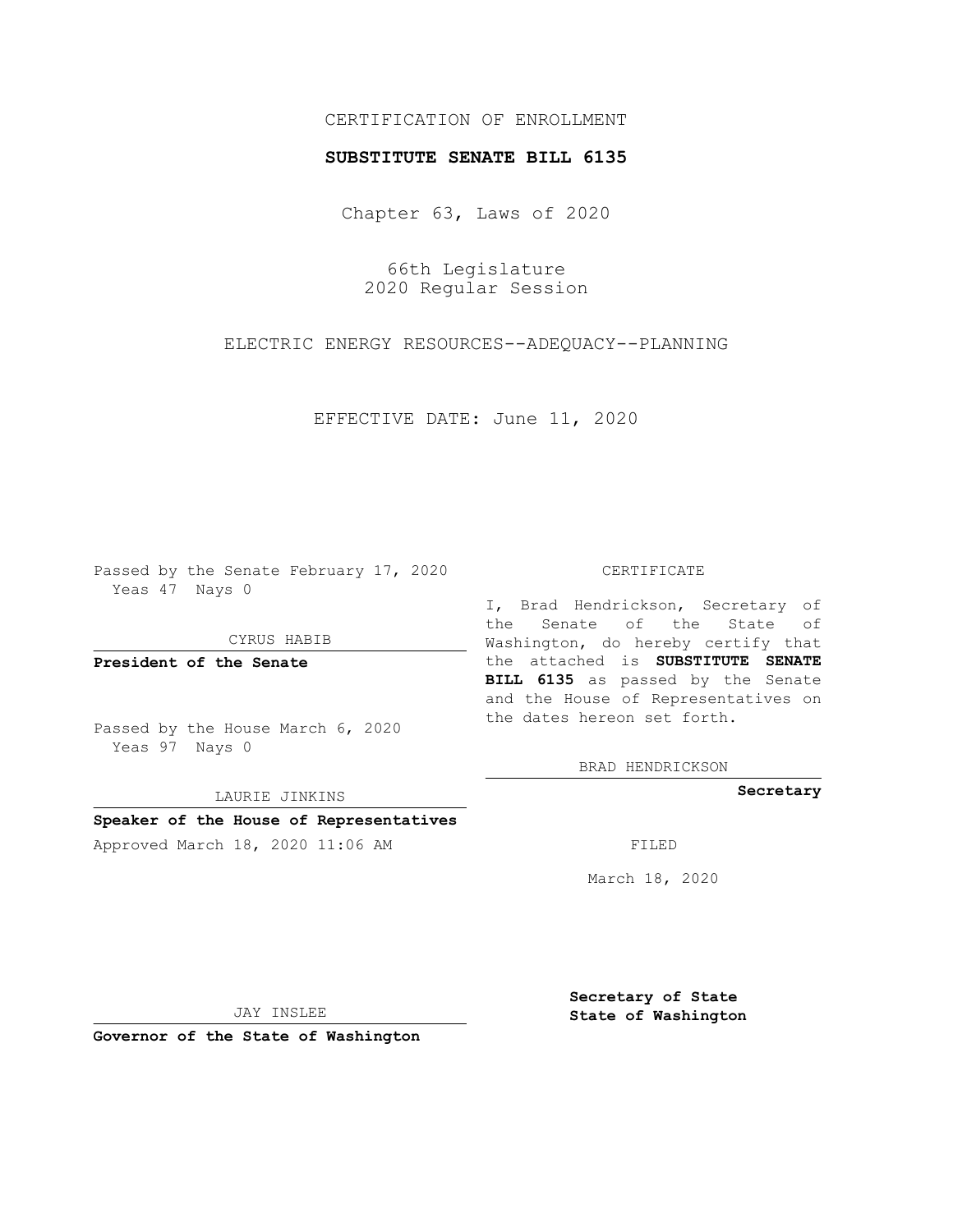CERTIFICATION OF ENROLLMENT

**SUBSTITUTE SENATE BILL 6135**

Chapter 63, Laws of 2020

66th Legislature
2020 Regular Session

ELECTRIC ENERGY RESOURCES--ADEQUACY--PLANNING

EFFECTIVE DATE: June 11, 2020

Passed by the Senate February 17, 2020
Yeas 47 Nays 0

CYRUS HABIB

**President of the Senate**

Passed by the House March 6, 2020
Yeas 97 Nays 0

LAURIE JINKINS

**Speaker of the House of Representatives**

Approved March 18, 2020 11:06 AM

JAY INSLEE

**Governor of the State of Washington**

CERTIFICATE

I, Brad Hendrickson, Secretary of the Senate of the State of Washington, do hereby certify that the attached is **SUBSTITUTE SENATE BILL 6135** as passed by the Senate and the House of Representatives on the dates hereon set forth.

BRAD HENDRICKSON

**Secretary**

FILED

March 18, 2020

**Secretary of State**
**State of Washington**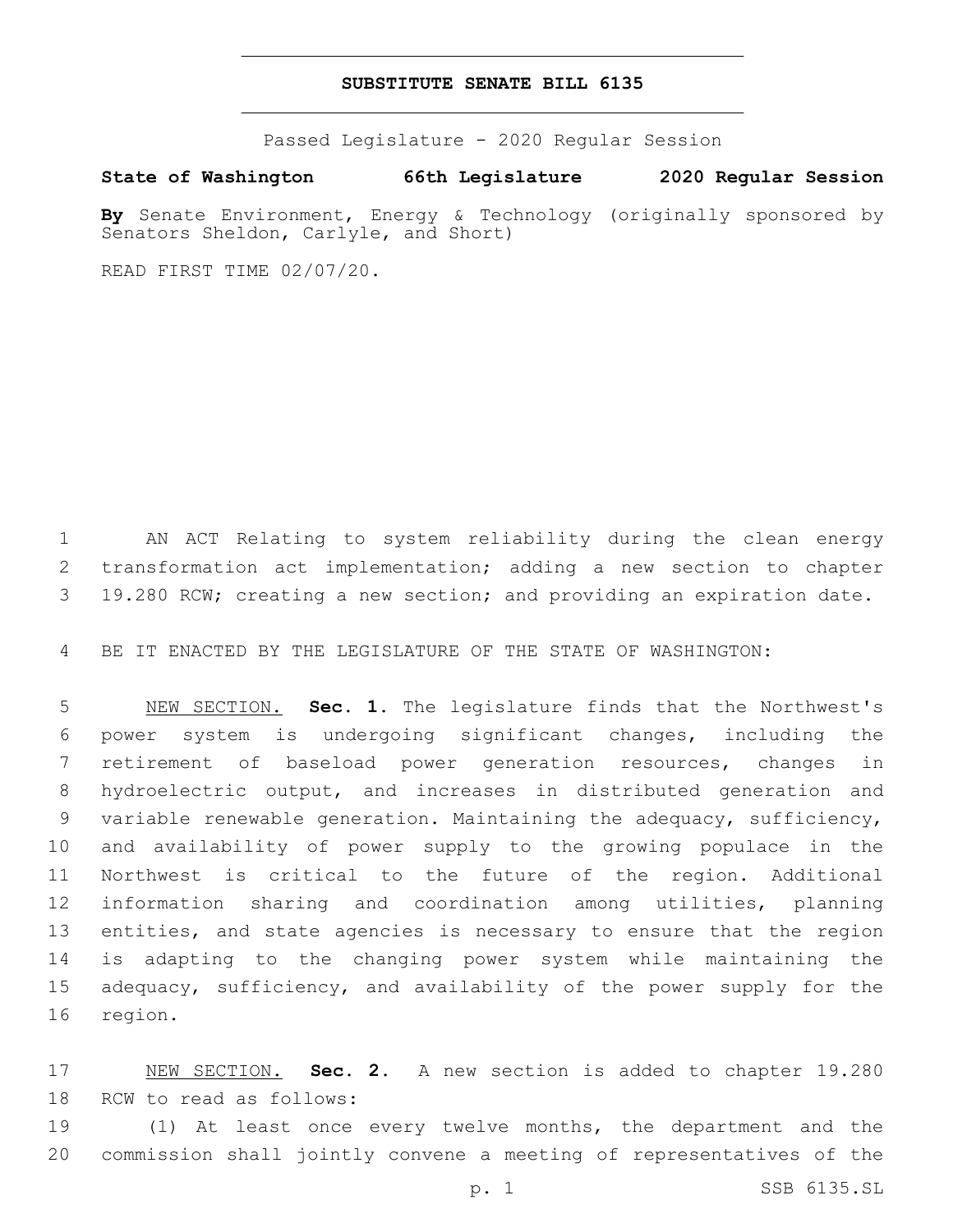# SUBSTITUTE SENATE BILL 6135

Passed Legislature - 2020 Regular Session

**State of Washington 66th Legislature 2020 Regular Session**

**By** Senate Environment, Energy & Technology (originally sponsored by Senators Sheldon, Carlyle, and Short)

READ FIRST TIME 02/07/20.

1 AN ACT Relating to system reliability during the clean energy
2 transformation act implementation; adding a new section to chapter
3 19.280 RCW; creating a new section; and providing an expiration date.

4 BE IT ENACTED BY THE LEGISLATURE OF THE STATE OF WASHINGTON:

5 NEW SECTION. **Sec. 1.** The legislature finds that the Northwest's
6 power system is undergoing significant changes, including the
7 retirement of baseload power generation resources, changes in
8 hydroelectric output, and increases in distributed generation and
9 variable renewable generation. Maintaining the adequacy, sufficiency,
10 and availability of power supply to the growing populace in the
11 Northwest is critical to the future of the region. Additional
12 information sharing and coordination among utilities, planning
13 entities, and state agencies is necessary to ensure that the region
14 is adapting to the changing power system while maintaining the
15 adequacy, sufficiency, and availability of the power supply for the
16 region.

17 NEW SECTION. **Sec. 2.** A new section is added to chapter 19.280
18 RCW to read as follows:

19 (1) At least once every twelve months, the department and the
20 commission shall jointly convene a meeting of representatives of the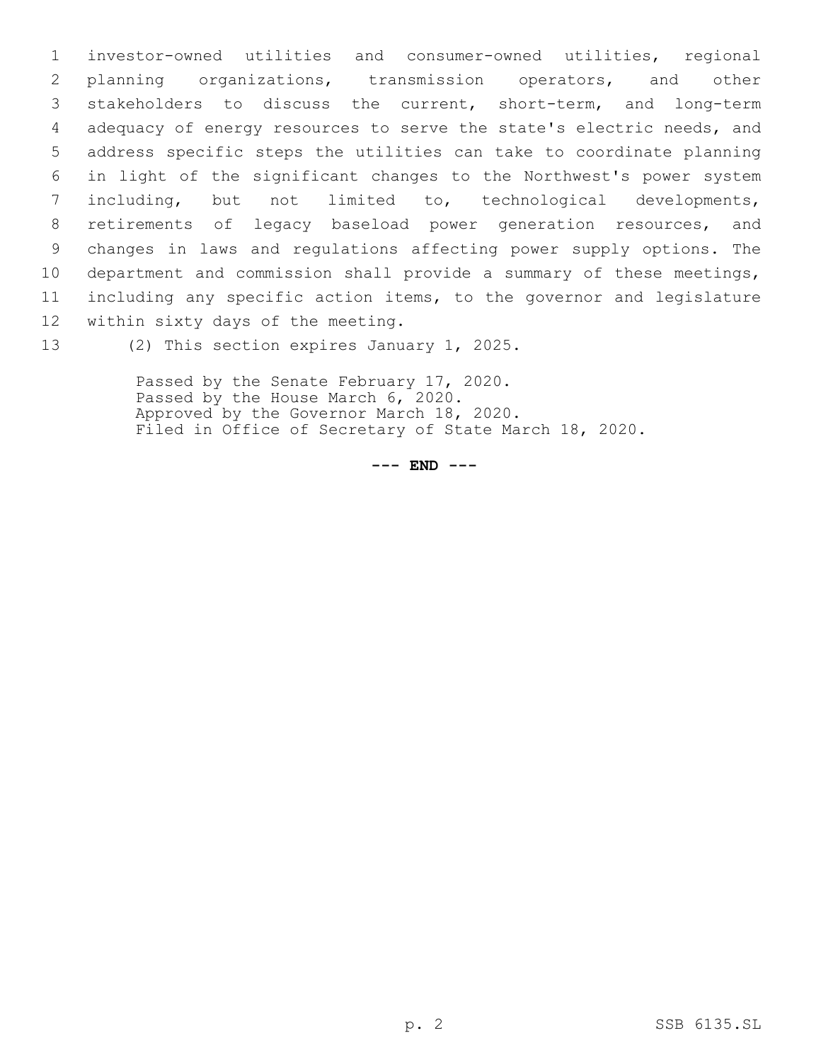investor-owned utilities and consumer-owned utilities, regional planning organizations, transmission operators, and other stakeholders to discuss the current, short-term, and long-term adequacy of energy resources to serve the state's electric needs, and address specific steps the utilities can take to coordinate planning in light of the significant changes to the Northwest's power system including, but not limited to, technological developments, retirements of legacy baseload power generation resources, and changes in laws and regulations affecting power supply options. The department and commission shall provide a summary of these meetings, including any specific action items, to the governor and legislature within sixty days of the meeting.

(2) This section expires January 1, 2025.

Passed by the Senate February 17, 2020.
Passed by the House March 6, 2020.
Approved by the Governor March 18, 2020.
Filed in Office of Secretary of State March 18, 2020.

**--- END ---**